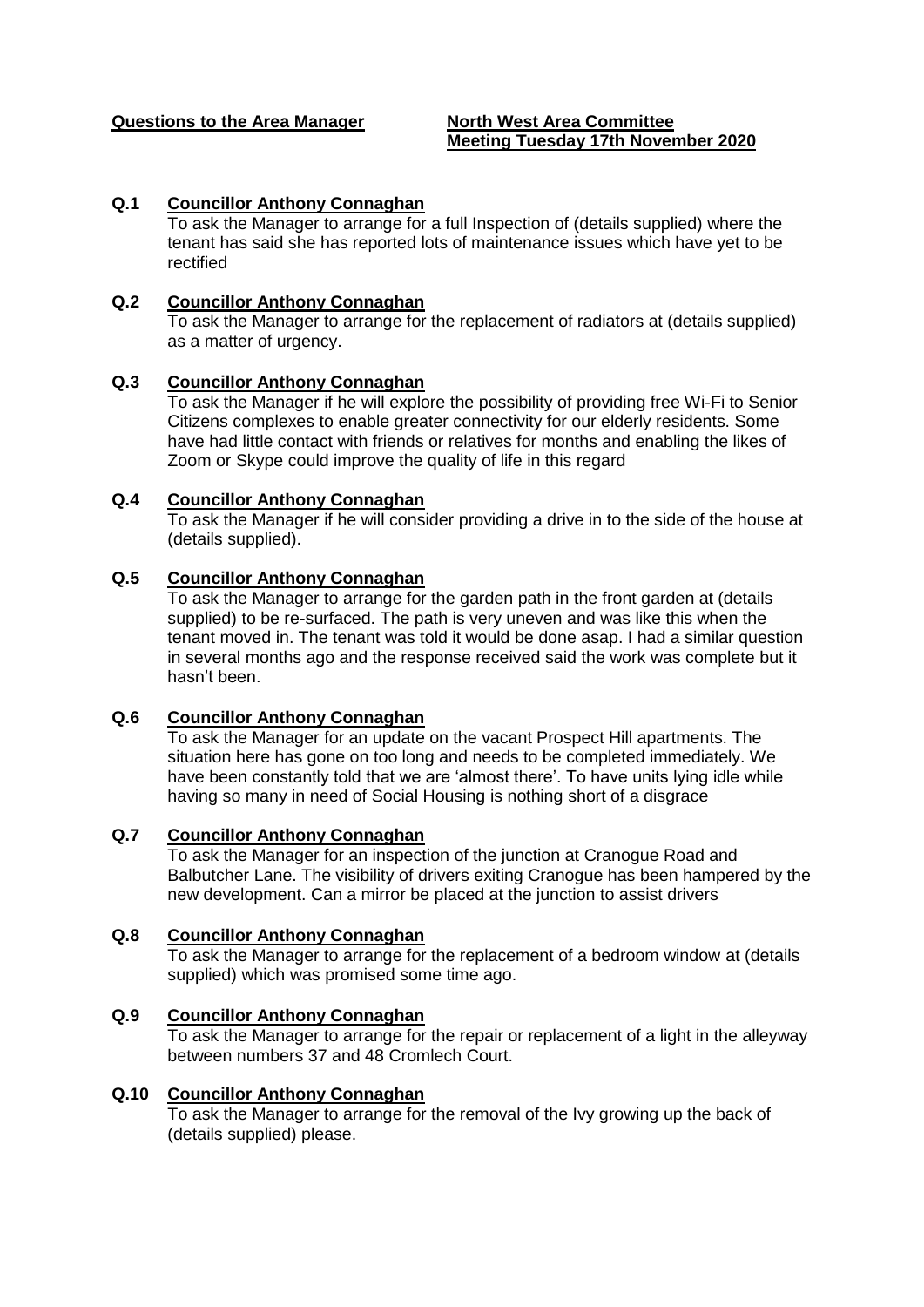**Questions to the Area Manager** **North West Area Committee**
**Meeting Tuesday 17th November 2020**

**Q.1 Councillor Anthony Connaghan**

To ask the Manager to arrange for a full Inspection of (details supplied) where the tenant has said she has reported lots of maintenance issues which have yet to be rectified

**Q.2 Councillor Anthony Connaghan**

To ask the Manager to arrange for the replacement of radiators at (details supplied) as a matter of urgency.

**Q.3 Councillor Anthony Connaghan**

To ask the Manager if he will explore the possibility of providing free Wi-Fi to Senior Citizens complexes to enable greater connectivity for our elderly residents. Some have had little contact with friends or relatives for months and enabling the likes of Zoom or Skype could improve the quality of life in this regard

**Q.4 Councillor Anthony Connaghan**

To ask the Manager if he will consider providing a drive in to the side of the house at (details supplied).

**Q.5 Councillor Anthony Connaghan**

To ask the Manager to arrange for the garden path in the front garden at (details supplied) to be re-surfaced. The path is very uneven and was like this when the tenant moved in. The tenant was told it would be done asap. I had a similar question in several months ago and the response received said the work was complete but it hasn't been.

**Q.6 Councillor Anthony Connaghan**

To ask the Manager for an update on the vacant Prospect Hill apartments. The situation here has gone on too long and needs to be completed immediately. We have been constantly told that we are 'almost there'. To have units lying idle while having so many in need of Social Housing is nothing short of a disgrace

**Q.7 Councillor Anthony Connaghan**

To ask the Manager for an inspection of the junction at Cranogue Road and Balbutcher Lane. The visibility of drivers exiting Cranogue has been hampered by the new development. Can a mirror be placed at the junction to assist drivers

**Q.8 Councillor Anthony Connaghan**

To ask the Manager to arrange for the replacement of a bedroom window at (details supplied) which was promised some time ago.

**Q.9 Councillor Anthony Connaghan**

To ask the Manager to arrange for the repair or replacement of a light in the alleyway between numbers 37 and 48 Cromlech Court.

**Q.10 Councillor Anthony Connaghan**

To ask the Manager to arrange for the removal of the Ivy growing up the back of (details supplied) please.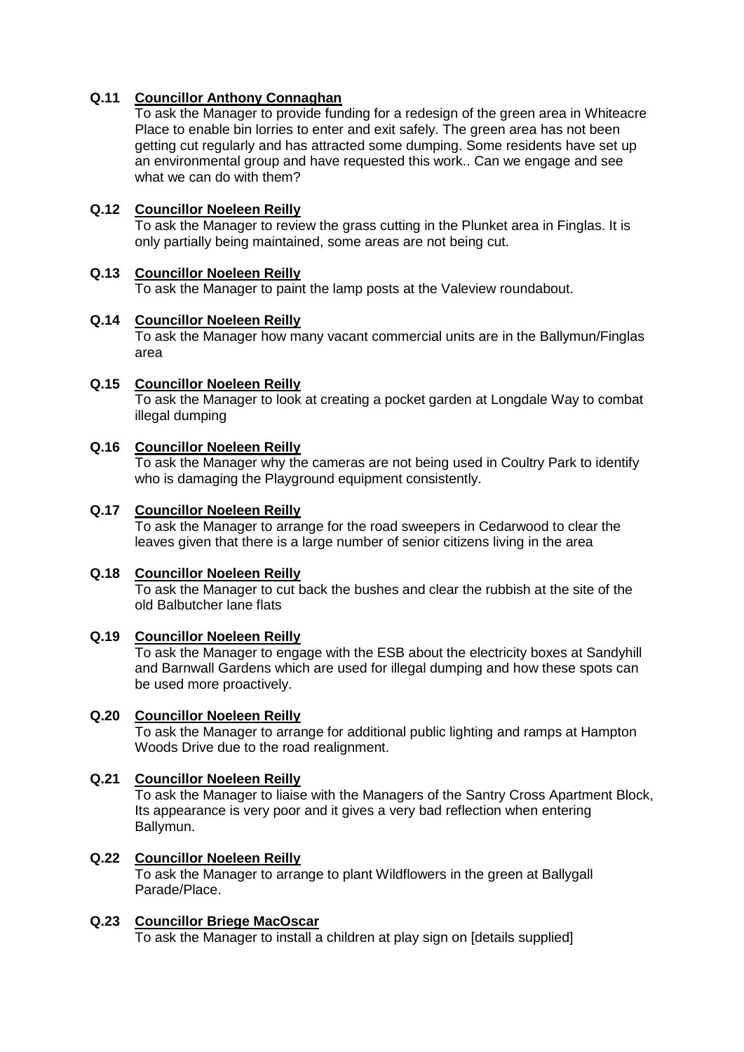**Q.11 Councillor Anthony Connaghan**
To ask the Manager to provide funding for a redesign of the green area in Whiteacre Place to enable bin lorries to enter and exit safely. The green area has not been getting cut regularly and has attracted some dumping. Some residents have set up an environmental group and have requested this work.. Can we engage and see what we can do with them?

**Q.12 Councillor Noeleen Reilly**
To ask the Manager to review the grass cutting in the Plunket area in Finglas. It is only partially being maintained, some areas are not being cut.

**Q.13 Councillor Noeleen Reilly**
To ask the Manager to paint the lamp posts at the Valeview roundabout.

**Q.14 Councillor Noeleen Reilly**
To ask the Manager how many vacant commercial units are in the Ballymun/Finglas area

**Q.15 Councillor Noeleen Reilly**
To ask the Manager to look at creating a pocket garden at Longdale Way to combat illegal dumping

**Q.16 Councillor Noeleen Reilly**
To ask the Manager why the cameras are not being used in Coultry Park to identify who is damaging the Playground equipment consistently.

**Q.17 Councillor Noeleen Reilly**
To ask the Manager to arrange for the road sweepers in Cedarwood to clear the leaves given that there is a large number of senior citizens living in the area

**Q.18 Councillor Noeleen Reilly**
To ask the Manager to cut back the bushes and clear the rubbish at the site of the old Balbutcher lane flats

**Q.19 Councillor Noeleen Reilly**
To ask the Manager to engage with the ESB about the electricity boxes at Sandyhill and Barnwall Gardens which are used for illegal dumping and how these spots can be used more proactively.

**Q.20 Councillor Noeleen Reilly**
To ask the Manager to arrange for additional public lighting and ramps at Hampton Woods Drive due to the road realignment.

**Q.21 Councillor Noeleen Reilly**
To ask the Manager to liaise with the Managers of the Santry Cross Apartment Block, Its appearance is very poor and it gives a very bad reflection when entering Ballymun.

**Q.22 Councillor Noeleen Reilly**
To ask the Manager to arrange to plant Wildflowers in the green at Ballygall Parade/Place.

**Q.23 Councillor Briege MacOscar**
To ask the Manager to install a children at play sign on [details supplied]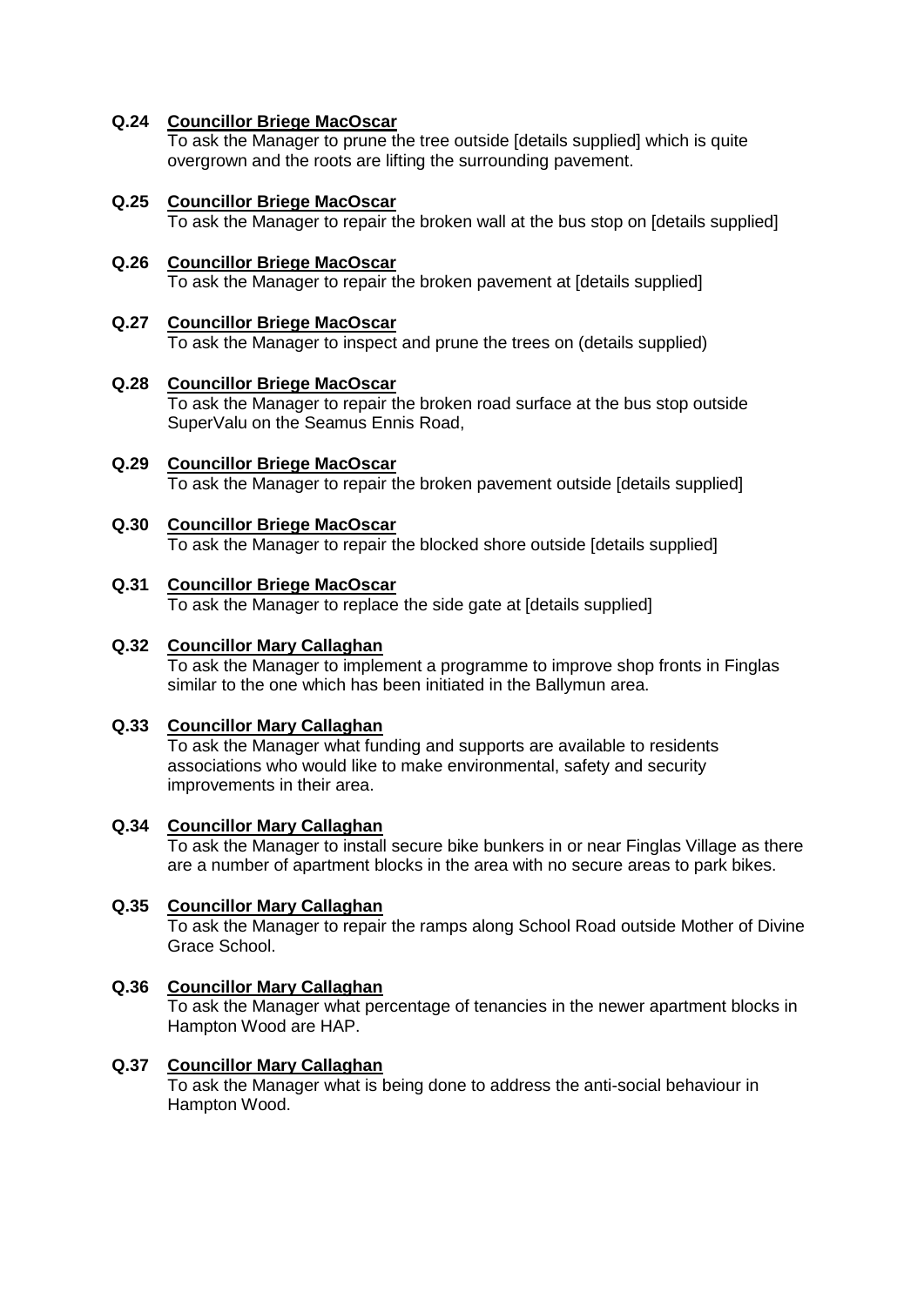**Q.24 Councillor Briege MacOscar**
To ask the Manager to prune the tree outside [details supplied] which is quite overgrown and the roots are lifting the surrounding pavement.

**Q.25 Councillor Briege MacOscar**
To ask the Manager to repair the broken wall at the bus stop on [details supplied]

**Q.26 Councillor Briege MacOscar**
To ask the Manager to repair the broken pavement at [details supplied]

**Q.27 Councillor Briege MacOscar**
To ask the Manager to inspect and prune the trees on (details supplied)

**Q.28 Councillor Briege MacOscar**
To ask the Manager to repair the broken road surface at the bus stop outside SuperValu on the Seamus Ennis Road,

**Q.29 Councillor Briege MacOscar**
To ask the Manager to repair the broken pavement outside [details supplied]

**Q.30 Councillor Briege MacOscar**
To ask the Manager to repair the blocked shore outside [details supplied]

**Q.31 Councillor Briege MacOscar**
To ask the Manager to replace the side gate at [details supplied]

**Q.32 Councillor Mary Callaghan**
To ask the Manager to implement a programme to improve shop fronts in Finglas similar to the one which has been initiated in the Ballymun area.

**Q.33 Councillor Mary Callaghan**
To ask the Manager what funding and supports are available to residents associations who would like to make environmental, safety and security improvements in their area.

**Q.34 Councillor Mary Callaghan**
To ask the Manager to install secure bike bunkers in or near Finglas Village as there are a number of apartment blocks in the area with no secure areas to park bikes.

**Q.35 Councillor Mary Callaghan**
To ask the Manager to repair the ramps along School Road outside Mother of Divine Grace School.

**Q.36 Councillor Mary Callaghan**
To ask the Manager what percentage of tenancies in the newer apartment blocks in Hampton Wood are HAP.

**Q.37 Councillor Mary Callaghan**
To ask the Manager what is being done to address the anti-social behaviour in Hampton Wood.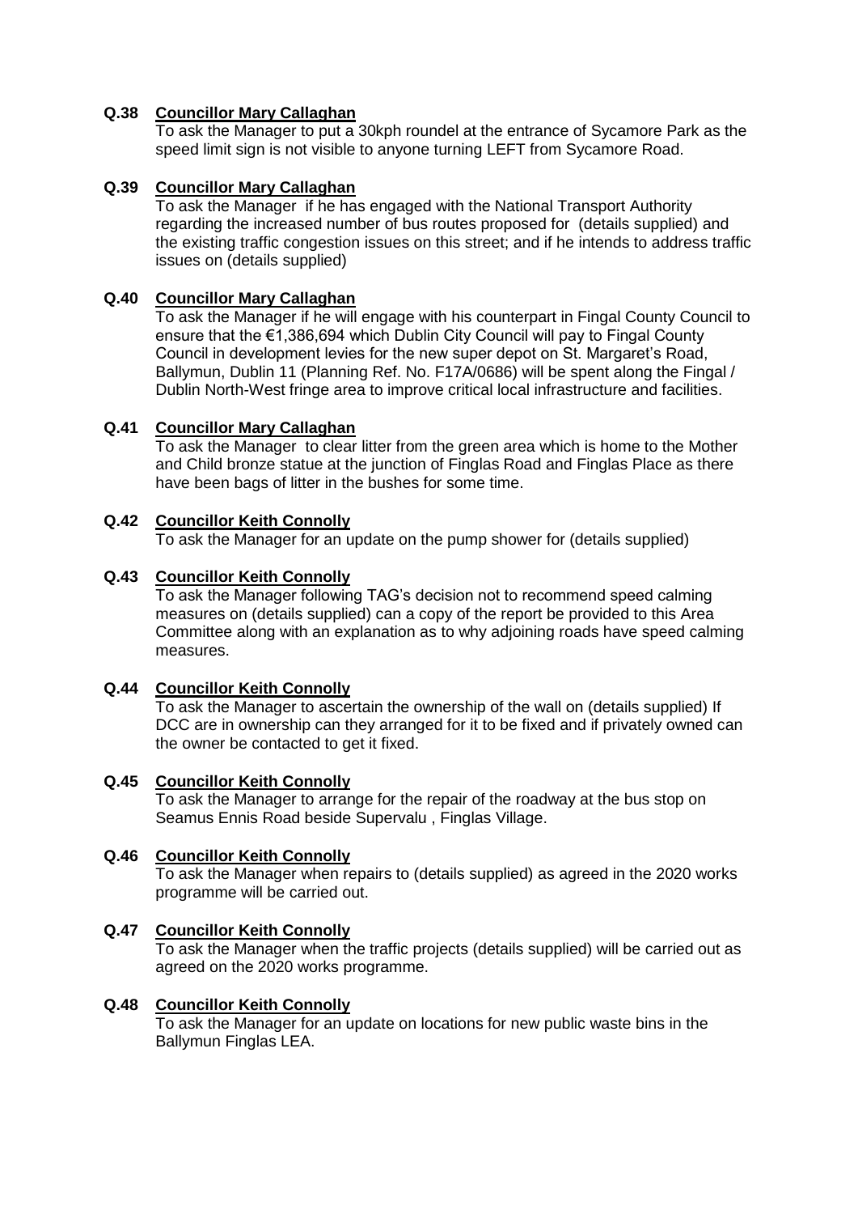**Q.38 Councillor Mary Callaghan**

To ask the Manager to put a 30kph roundel at the entrance of Sycamore Park as the speed limit sign is not visible to anyone turning LEFT from Sycamore Road.

**Q.39 Councillor Mary Callaghan**

To ask the Manager if he has engaged with the National Transport Authority regarding the increased number of bus routes proposed for (details supplied) and the existing traffic congestion issues on this street; and if he intends to address traffic issues on (details supplied)

**Q.40 Councillor Mary Callaghan**

To ask the Manager if he will engage with his counterpart in Fingal County Council to ensure that the €1,386,694 which Dublin City Council will pay to Fingal County Council in development levies for the new super depot on St. Margaret's Road, Ballymun, Dublin 11 (Planning Ref. No. F17A/0686) will be spent along the Fingal / Dublin North-West fringe area to improve critical local infrastructure and facilities.

**Q.41 Councillor Mary Callaghan**

To ask the Manager to clear litter from the green area which is home to the Mother and Child bronze statue at the junction of Finglas Road and Finglas Place as there have been bags of litter in the bushes for some time.

**Q.42 Councillor Keith Connolly**

To ask the Manager for an update on the pump shower for (details supplied)

**Q.43 Councillor Keith Connolly**

To ask the Manager following TAG's decision not to recommend speed calming measures on (details supplied) can a copy of the report be provided to this Area Committee along with an explanation as to why adjoining roads have speed calming measures.

**Q.44 Councillor Keith Connolly**

To ask the Manager to ascertain the ownership of the wall on (details supplied) If DCC are in ownership can they arranged for it to be fixed and if privately owned can the owner be contacted to get it fixed.

**Q.45 Councillor Keith Connolly**

To ask the Manager to arrange for the repair of the roadway at the bus stop on Seamus Ennis Road beside Supervalu , Finglas Village.

**Q.46 Councillor Keith Connolly**

To ask the Manager when repairs to (details supplied) as agreed in the 2020 works programme will be carried out.

**Q.47 Councillor Keith Connolly**

To ask the Manager when the traffic projects (details supplied) will be carried out as agreed on the 2020 works programme.

**Q.48 Councillor Keith Connolly**

To ask the Manager for an update on locations for new public waste bins in the Ballymun Finglas LEA.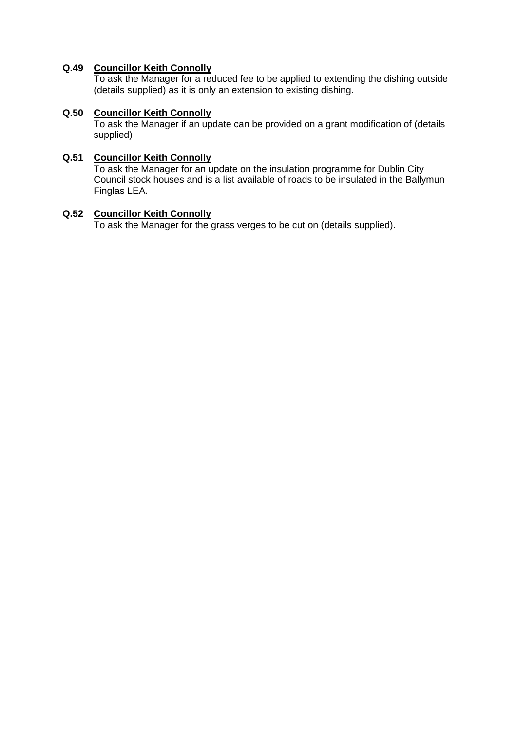**Q.49** **Councillor Keith Connolly**
To ask the Manager for a reduced fee to be applied to extending the dishing outside (details supplied) as it is only an extension to existing dishing.

**Q.50** **Councillor Keith Connolly**
To ask the Manager if an update can be provided on a grant modification of (details supplied)

**Q.51** **Councillor Keith Connolly**
To ask the Manager for an update on the insulation programme for Dublin City Council stock houses and is a list available of roads to be insulated in the Ballymun Finglas LEA.

**Q.52** **Councillor Keith Connolly**
To ask the Manager for the grass verges to be cut on (details supplied).